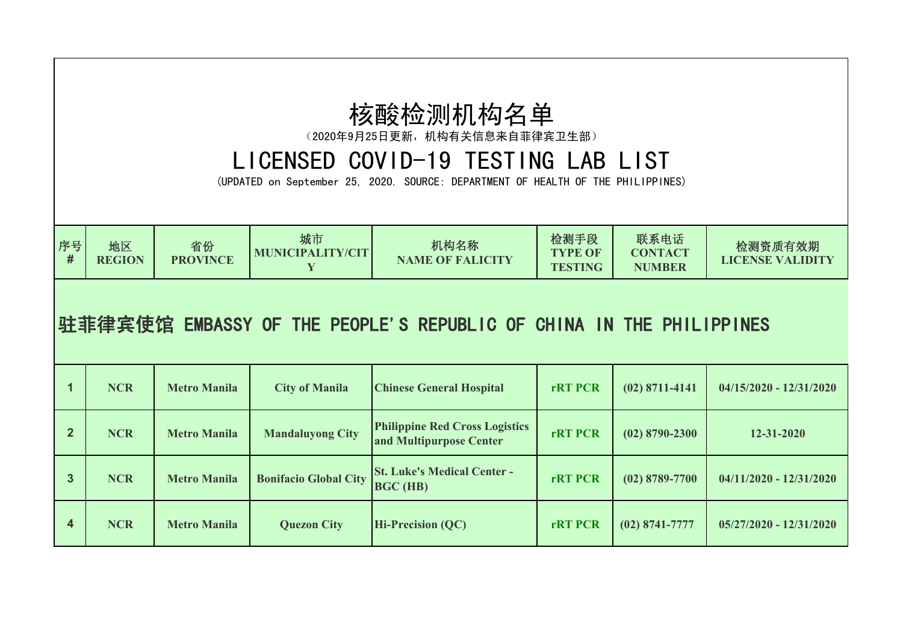# 核酸检测机构名单

（2020年9月25日更新，机构有关信息来自菲律宾卫生部）

# LICENSED COVID-19 TESTING LAB LIST

(UPDATED on September 25, 2020. SOURCE: DEPARTMENT OF HEALTH OF THE PHILIPPINES)

| 序号 # | 地区 REGION | 省份 PROVINCE | 城市 MUNICIPALITY/CITY | 机构名称 NAME OF FALICITY | 检测手段 TYPE OF TESTING | 联系电话 CONTACT NUMBER | 检测资质有效期 LICENSE VALIDITY |
|---|---|---|---|---|---|---|---|
| 1 | NCR | Metro Manila | City of Manila | Chinese General Hospital | rRT PCR | (02) 8711-4141 | 04/15/2020 - 12/31/2020 |
| 2 | NCR | Metro Manila | Mandaluyong City | Philippine Red Cross Logistics and Multipurpose Center | rRT PCR | (02) 8790-2300 | 12-31-2020 |
| 3 | NCR | Metro Manila | Bonifacio Global City | St. Luke's Medical Center - BGC (HB) | rRT PCR | (02) 8789-7700 | 04/11/2020 - 12/31/2020 |
| 4 | NCR | Metro Manila | Quezon City | Hi-Precision (QC) | rRT PCR | (02) 8741-7777 | 05/27/2020 - 12/31/2020 |

## 驻菲律宾使馆 EMBASSY OF THE PEOPLE'S REPUBLIC OF CHINA IN THE PHILIPPINES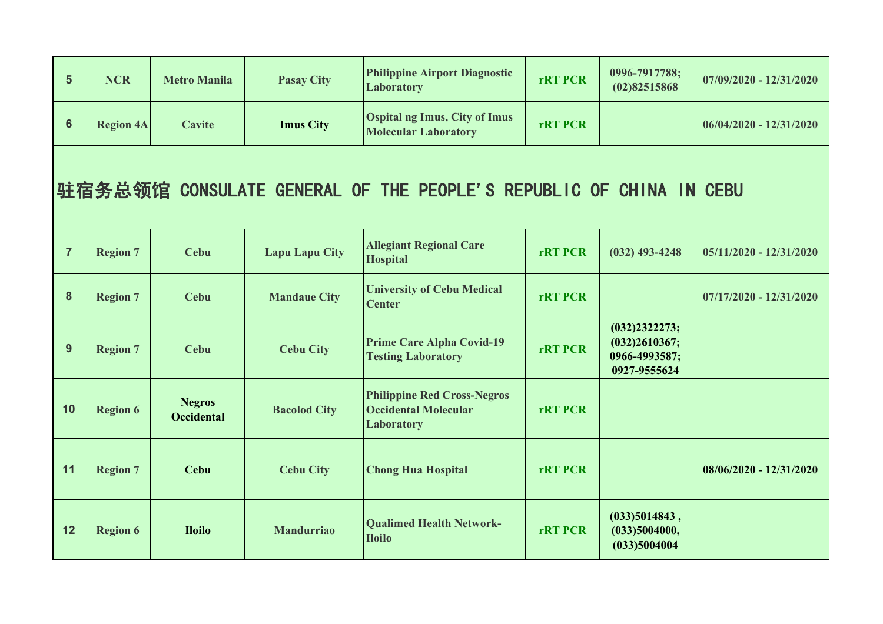| 5 | NCR | Metro Manila | Pasay City | Philippine Airport Diagnostic Laboratory | rRT PCR | 0996-7917788; (02)82515868 | 07/09/2020 - 12/31/2020 |
|---|---|---|---|---|---|---|---|
| 6 | Region 4A | Cavite | Imus City | Ospital ng Imus, City of Imus Molecular Laboratory | rRT PCR | | 06/04/2020 - 12/31/2020 |

# 驻宿务总领馆 CONSULATE GENERAL OF THE PEOPLE'S REPUBLIC OF CHINA IN CEBU

| 7 | Region 7 | Cebu | Lapu Lapu City | Allegiant Regional Care Hospital | rRT PCR | (032) 493-4248 | 05/11/2020 - 12/31/2020 |
|---|---|---|---|---|---|---|---|
| 8 | Region 7 | Cebu | Mandaue City | University of Cebu Medical Center | rRT PCR | | 07/17/2020 - 12/31/2020 |
| 9 | Region 7 | Cebu | Cebu City | Prime Care Alpha Covid-19 Testing Laboratory | rRT PCR | (032)2322273; (032)2610367; 0966-4993587; 0927-9555624 | |
| 10 | Region 6 | Negros Occidental | Bacolod City | Philippine Red Cross-Negros Occidental Molecular Laboratory | rRT PCR | | |
| 11 | Region 7 | Cebu | Cebu City | Chong Hua Hospital | rRT PCR | | 08/06/2020 - 12/31/2020 |
| 12 | Region 6 | Iloilo | Mandurriao | Qualimed Health Network-Iloilo | rRT PCR | (033)5014843 , (033)5004000, (033)5004004 | |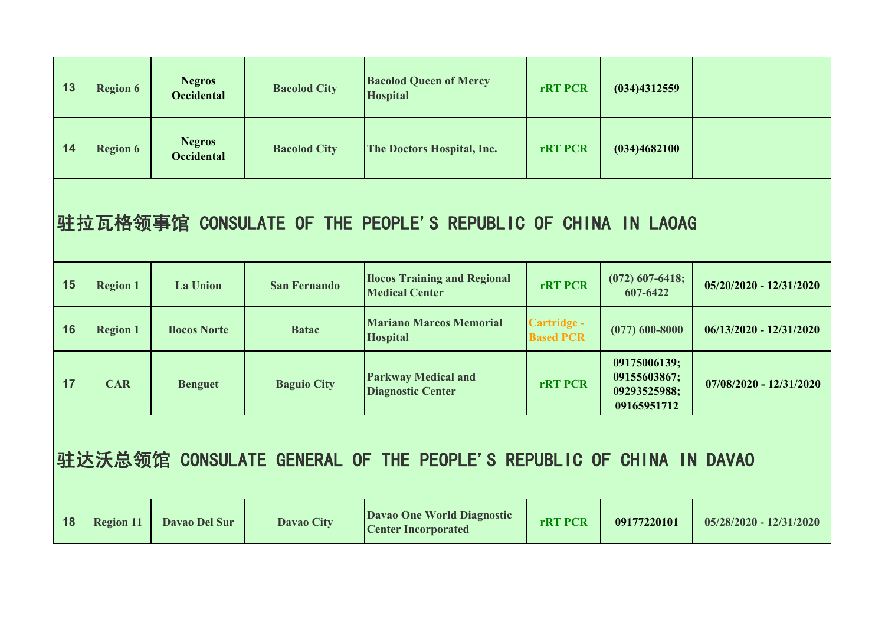| | | | | | | | |
|---|---|---|---|---|---|---|---|
| 13 | **Region 6** | **Negros Occidental** | **Bacolod City** | **Bacolod Queen of Mercy Hospital** | **rRT PCR** | **(034)4312559** | |
| 14 | **Region 6** | **Negros Occidental** | **Bacolod City** | **The Doctors Hospital, Inc.** | **rRT PCR** | **(034)4682100** | |

## 驻拉瓦格领事馆 CONSULATE OF THE PEOPLE'S REPUBLIC OF CHINA IN LAOAG

| | | | | | | | |
|---|---|---|---|---|---|---|---|
| 15 | **Region 1** | **La Union** | **San Fernando** | **Ilocos Training and Regional Medical Center** | **rRT PCR** | **(072) 607-6418; 607-6422** | **05/20/2020 - 12/31/2020** |
| 16 | **Region 1** | **Ilocos Norte** | **Batac** | **Mariano Marcos Memorial Hospital** | **Cartridge - Based PCR** | **(077) 600-8000** | **06/13/2020 - 12/31/2020** |
| 17 | **CAR** | **Benguet** | **Baguio City** | **Parkway Medical and Diagnostic Center** | **rRT PCR** | **09175006139; 09155603867; 09293525988; 09165951712** | **07/08/2020 - 12/31/2020** |

## 驻达沃总领馆 CONSULATE GENERAL OF THE PEOPLE'S REPUBLIC OF CHINA IN DAVAO

| | | | | | | | |
|---|---|---|---|---|---|---|---|
| 18 | **Region 11** | **Davao Del Sur** | **Davao City** | **Davao One World Diagnostic Center Incorporated** | **rRT PCR** | **09177220101** | **05/28/2020 - 12/31/2020** |